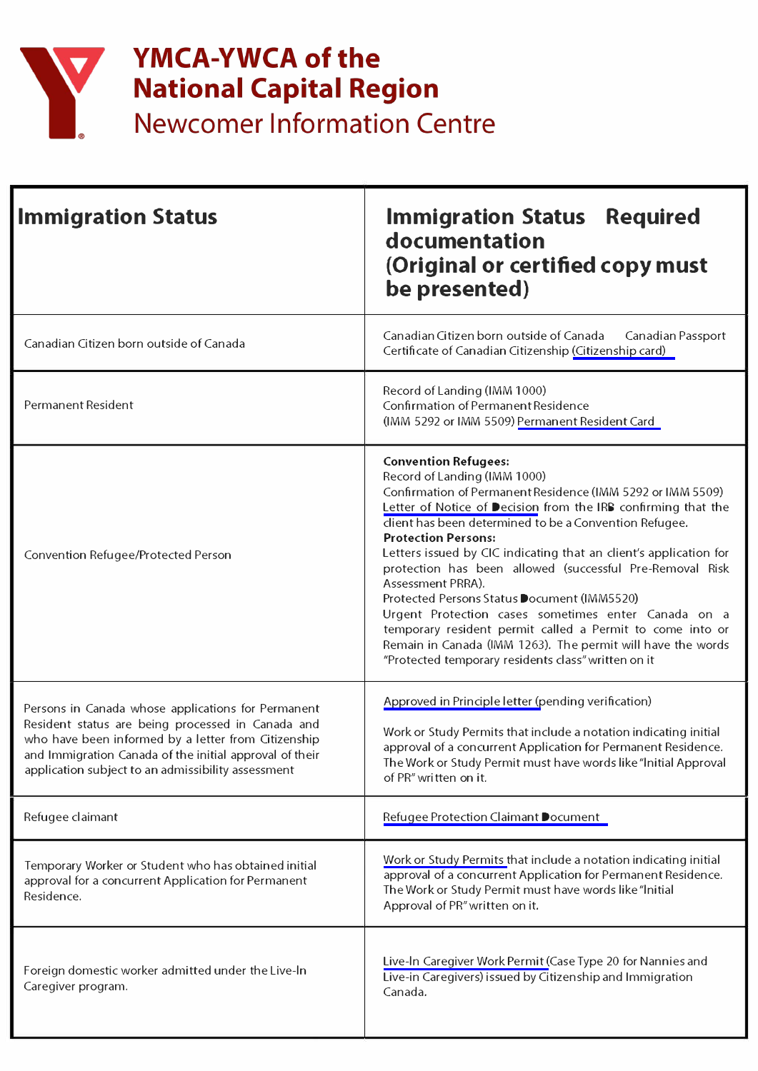# YMCA-YWCA of the National Capital Region

## Newcomer Information Centre

| Immigration Status | Immigration Status Required documentation (Original or certified copy must be presented) |
|---|---|
| Canadian Citizen born outside of Canada | Canadian Citizen born outside of Canada Canadian Passport Certificate of Canadian Citizenship (Citizenship card) |
| Permanent Resident | Record of Landing (IMM 1000)<br>Confirmation of Permanent Residence<br>(IMM 5292 or IMM 5509) Permanent Resident Card |
| Convention Refugee/Protected Person | **Convention Refugees:**<br>Record of Landing (IMM 1000)<br>Confirmation of Permanent Residence (IMM 5292 or IMM 5509)<br>Letter of Notice of Decision from the IRB confirming that the client has been determined to be a Convention Refugee.<br>**Protection Persons:**<br>Letters issued by CIC indicating that an client's application for protection has been allowed (successful Pre-Removal Risk Assessment PRRA).<br>Protected Persons Status Document (IMM5520)<br>Urgent Protection cases sometimes enter Canada on a temporary resident permit called a Permit to come into or Remain in Canada (IMM 1263). The permit will have the words "Protected temporary residents class" written on it |
| Persons in Canada whose applications for Permanent Resident status are being processed in Canada and who have been informed by a letter from Citizenship and Immigration Canada of the initial approval of their application subject to an admissibility assessment | Approved in Principle letter (pending verification)<br><br>Work or Study Permits that include a notation indicating initial approval of a concurrent Application for Permanent Residence. The Work or Study Permit must have words like "Initial Approval of PR" written on it. |
| Refugee claimant | Refugee Protection Claimant Document |
| Temporary Worker or Student who has obtained initial approval for a concurrent Application for Permanent Residence. | Work or Study Permits that include a notation indicating initial approval of a concurrent Application for Permanent Residence. The Work or Study Permit must have words like "Initial Approval of PR" written on it. |
| Foreign domestic worker admitted under the Live-In Caregiver program. | Live-In Caregiver Work Permit (Case Type 20 for Nannies and Live-in Caregivers) issued by Citizenship and Immigration Canada. |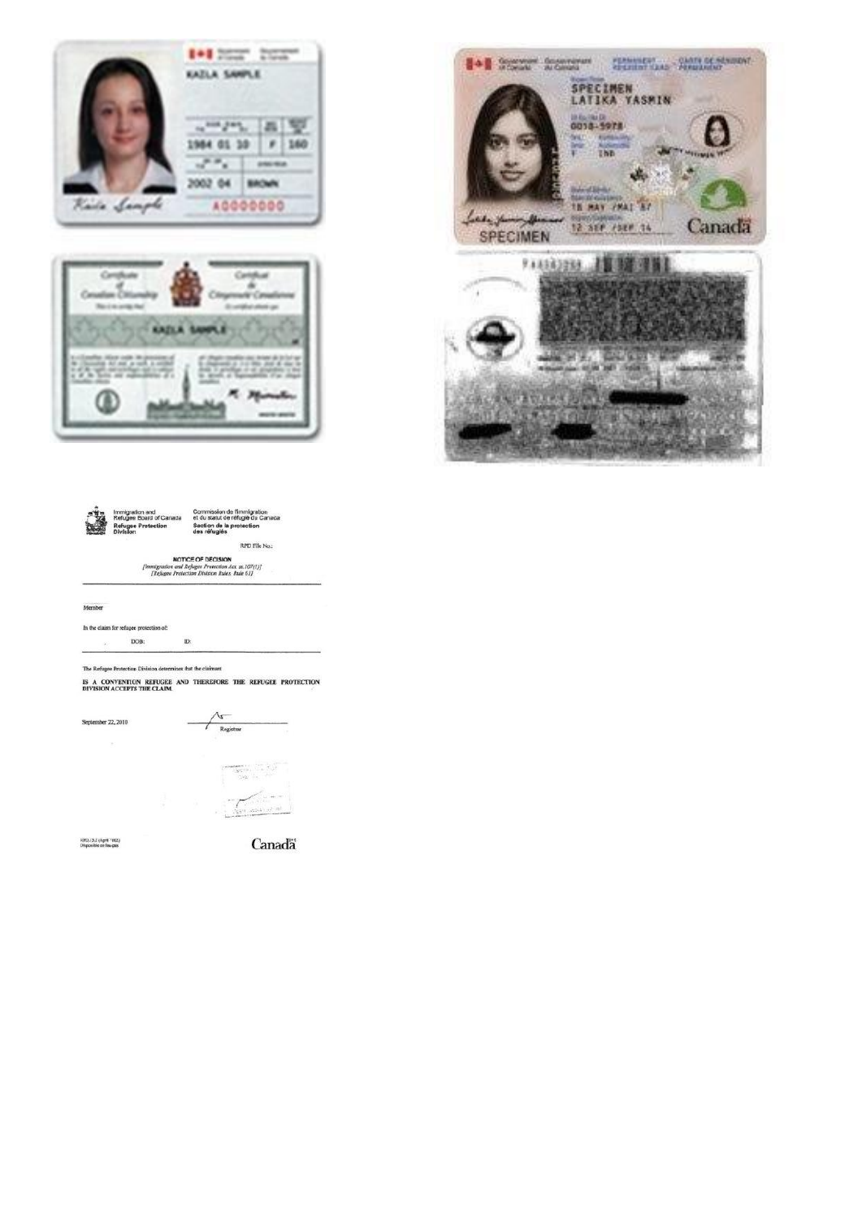Government of Canada | Gouvernement du Canada

KAZLA SAMPLE

| | | |
|---|---|---|
| 1984 01 10 | F | 160 |
| 2002 04 | BROWN | |
| | | A0000000 |

Certificate of Canadian Citizenship | Certificat de Citoyenneté Canadienne

KAZLA SAMPLE

Government of Canada | Gouvernement du Canada | PERMANENT RESIDENT CARD | CARTE DE RÉSIDENT PERMANENT

SPECIMEN
LATIKA YASMIN

0038-5978

F IND

15 MAY /MAI 87

12 SEP /SEP 14

SPECIMEN

Canada

Immigration and Refugee Board of Canada | Commission de l'immigration et du statut de réfugié du Canada
Refugee Protection Division | Section de la protection des réfugiés

RPD File No.:

**NOTICE OF DECISION**
*[Immigration and Refugee Protection Act, ss.107(1)]*
*[Refugee Protection Division Rules, Rule 61]*

Member

In the claim for refugee protection of:

DOB: ID:

The Refugee Protection Division determines that the claimant

**IS A CONVENTION REFUGEE AND THEREFORE THE REFUGEE PROTECTION DIVISION ACCEPTS THE CLAIM.**

September 22, 2010

Registrar

Disponible en français

Canada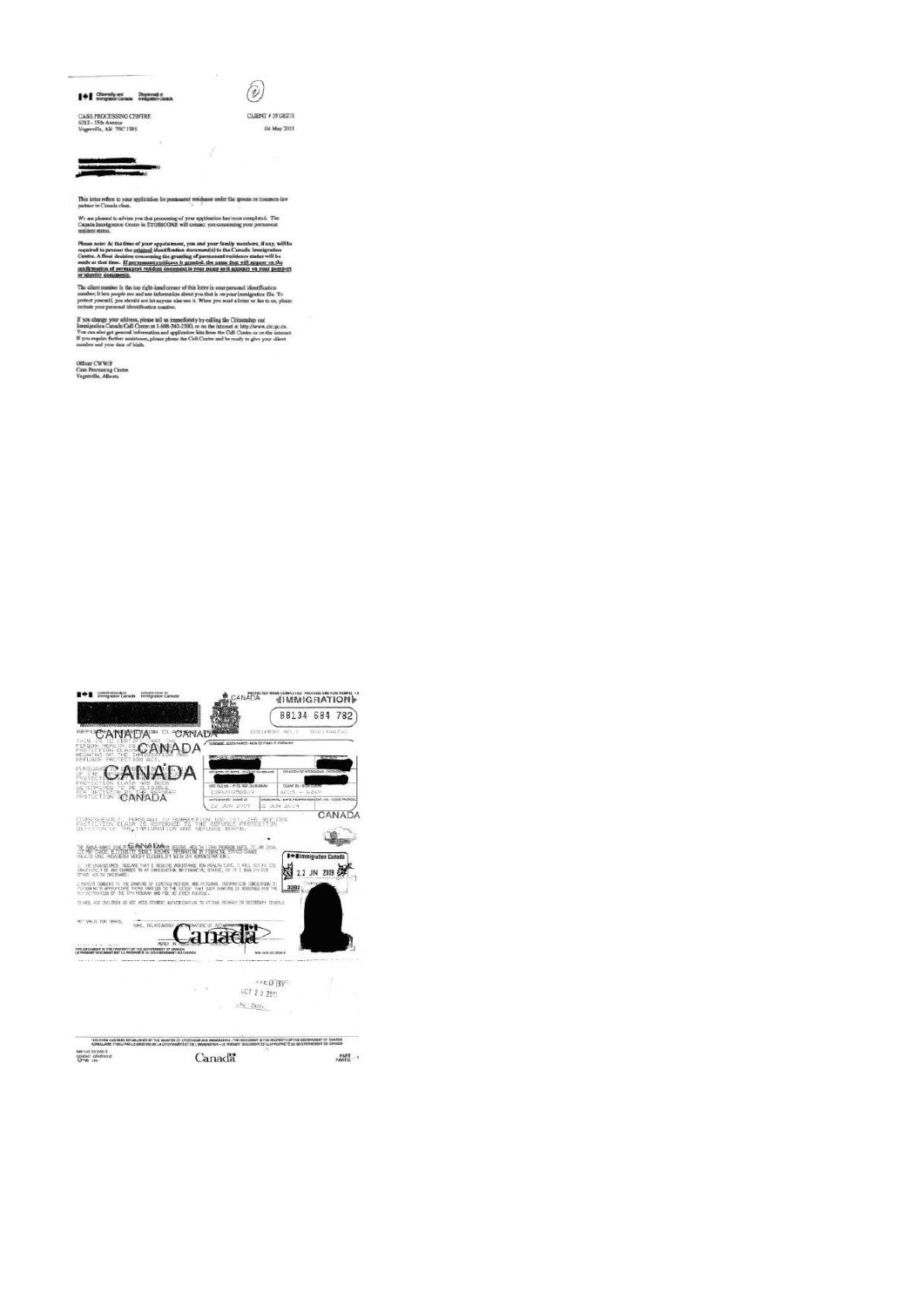Citizenship and Immigration Canada | Citoyenneté et Immigration Canada

CASE PROCESSING CENTRE
6212 - 55th Avenue
Vegreville, AB T9C 1W5

CLIENT # 39120271

04 May 2011

This letter refers to your application for permanent residence under the spouse or common-law partner in Canada class.

We are pleased to advise you that processing of your application has been completed. The Canada Immigration Centre in ETOBICOKE will contact you concerning your permanent resident status.

Please note: At the time of your appointment, you and your family members, if any, will be required to present the **original** identification document(s) to the Canada Immigration Centre. A final decision concerning the granting of permanent residence status will be made at that time. **If permanent residence is granted, the name that will appear on the confirmation of permanent resident document is your name as it appears on your passport or identity documents.**

The client number in the top right-hand corner of this letter is your personal identification number; it lets people see and use information about you that is on your immigration file. To protect yourself, you should not let anyone else use it. When you send a letter or fax to us, please include your personal identification number.

If you change your address, please tell us immediately by calling the Citizenship and Immigration Canada Call Centre at 1-888-242-2100, or on the Internet at http://www.cic.gc.ca. You can also get general information and application kits from the Call Centre or on the Internet. If you require further assistance, please phone the Call Centre and be ready to give your client number and your date of birth.

Officer CWWF
Case Processing Centre
Vegreville, Alberta

---

Citizenship and Immigration Canada | Citoyenneté et Immigration Canada

CANADA IMMIGRATION

BB134 684 782

DOCUMENT NO.

REFUGEE PROTECTION CLAIMANT

THIS IS TO CERTIFY THAT THE PERSON HEREIN IS A REFUGEE PROTECTION CLAIMANT WITHIN THE MEANING OF THE IMMIGRATION AND REFUGEE PROTECTION ACT.

PURSUANT TO ... OF THE ... PROTECTION CLAIM HAS BEEN DETERMINED TO BE ELIGIBLE FOR REFERRAL TO THE REFUGEE PROTECTION DIVISION.

CONSEQUENTLY, PURSUANT TO SUBSECTION 100(1) ... THE OFFICER ... PROTECTION CLAIM IS REFERRED TO THE REFUGEE PROTECTION DIVISION OF THE IMMIGRATION AND REFUGEE BOARD.

22 JUN 2009

22 JUN 2009

Immigration Canada

22 JN 2009

3391

CANADA

Canada

THIS DOCUMENT IS THE PROPERTY OF THE GOVERNMENT OF CANADA
LE PRÉSENT DOCUMENT EST LA PROPRIÉTÉ DU GOUVERNEMENT DU CANADA

...VED BY
OCT 2 9 2011

THIS FORM HAS BEEN ESTABLISHED BY THE MINISTER OF CITIZENSHIP AND IMMIGRATION - THIS DOCUMENT IS THE PROPERTY OF THE GOVERNMENT OF CANADA

Canada

PART 1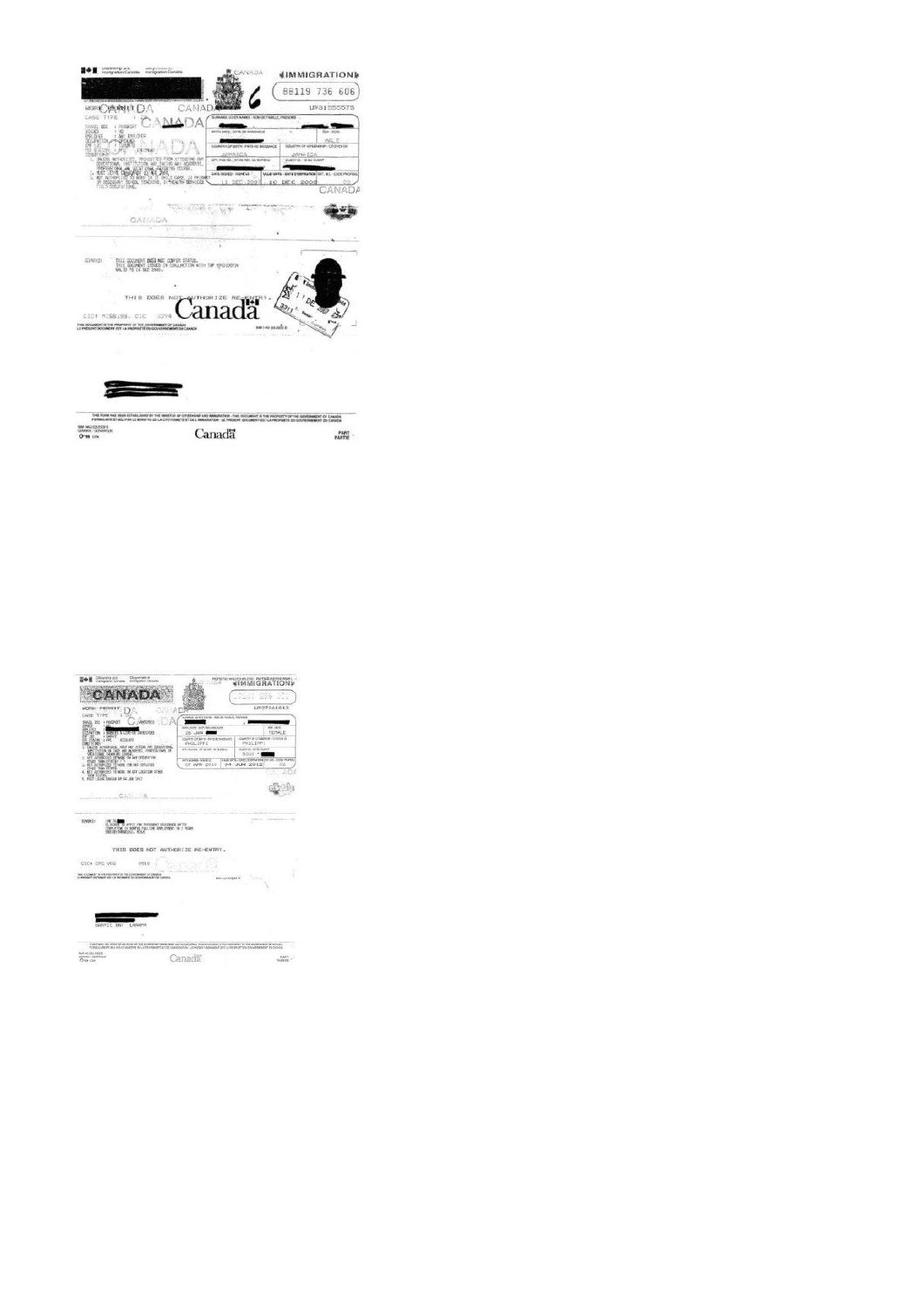Citizenship and Immigration Canada / Citoyenneté et Immigration Canada

CANADA

IMMIGRATION

BB119 736 606

WORK - CANADA

CASE TYPE

UF31555575

SURNAME GIVEN NAMES - NOM GIVEN NAMES, PRÉNOMS

SEX - SEXE: MALE

COUNTRY OF BIRTH: JAMAICA

COUNTRY OF CITIZENSHIP: JAMAICA

DATE SIGNED: 11 DEC 2007

VALID UNTIL - DATE D'EXPIRATION: 10 DEC 2008

CANADA

REMARKS: THIS DOCUMENT DOES NOT CONFER STATUS. THIS DOCUMENT ISSUED IN CONJUNCTION WITH THE ... VALID TO 10 DEC 2008.

THIS DOES NOT AUTHORIZE RE-ENTRY.

CIC: ...

Canada

THIS DOCUMENT IS THE PROPERTY OF THE GOVERNMENT OF CANADA
LE PRÉSENT DOCUMENT EST LA PROPRIÉTÉ DU GOUVERNEMENT DU CANADA

THIS FORM HAS BEEN ESTABLISHED BY THE MINISTER OF CITIZENSHIP AND IMMIGRATION - THIS DOCUMENT IS THE PROPERTY OF THE GOVERNMENT OF CANADA

Canada

PART
PARTIE

---

Citizenship and Immigration Canada / Citoyenneté et Immigration Canada

CANADA

IMMIGRATION

WORK PERMIT

CASE TYPE

U92731613

26 JAN

SEX - SEXE: FEMALE

COUNTRY OF BIRTH: PHILIPPI

COUNTRY OF CITIZENSHIP: PHILIPPI

07 APR 2010

04 JUN 2012

REMARKS:

THIS DOES NOT AUTHORIZE RE-ENTRY.

CIC: CPO VEG

SERVICE BAY Lessons

Canada

PART
PARTIE